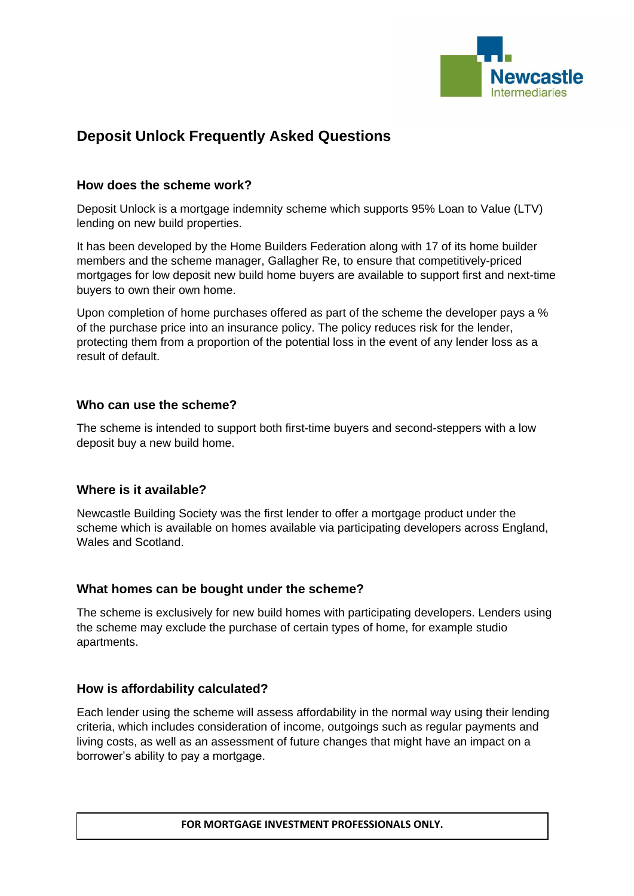# Deposit Unlock Frequently Asked Questions

### How does the scheme work?

Deposit Unlock is a mortgage indemnity scheme which supports 95% Loan to Value (LTV) lending on new build properties.

It has been developed by the Home Builders Federation along with 17 of its home builder members and the scheme manager, Gallagher Re, to ensure that competitively-priced mortgages for low deposit new build home buyers are available to support first and next-time buyers to own their own home.

Upon completion of home purchases offered as part of the scheme the developer pays a % of the purchase price into an insurance policy. The policy reduces risk for the lender, protecting them from a proportion of the potential loss in the event of any lender loss as a result of default.

### Who can use the scheme?

The scheme is intended to support both first-time buyers and second-steppers with a low deposit buy a new build home.

### Where is it available?

Newcastle Building Society was the first lender to offer a mortgage product under the scheme which is available on homes available via participating developers across England, Wales and Scotland.

### What homes can be bought under the scheme?

The scheme is exclusively for new build homes with participating developers. Lenders using the scheme may exclude the purchase of certain types of home, for example studio apartments.

### How is affordability calculated?

Each lender using the scheme will assess affordability in the normal way using their lending criteria, which includes consideration of income, outgoings such as regular payments and living costs, as well as an assessment of future changes that might have an impact on a borrower's ability to pay a mortgage.

**FOR MORTGAGE INVESTMENT PROFESSIONALS ONLY.**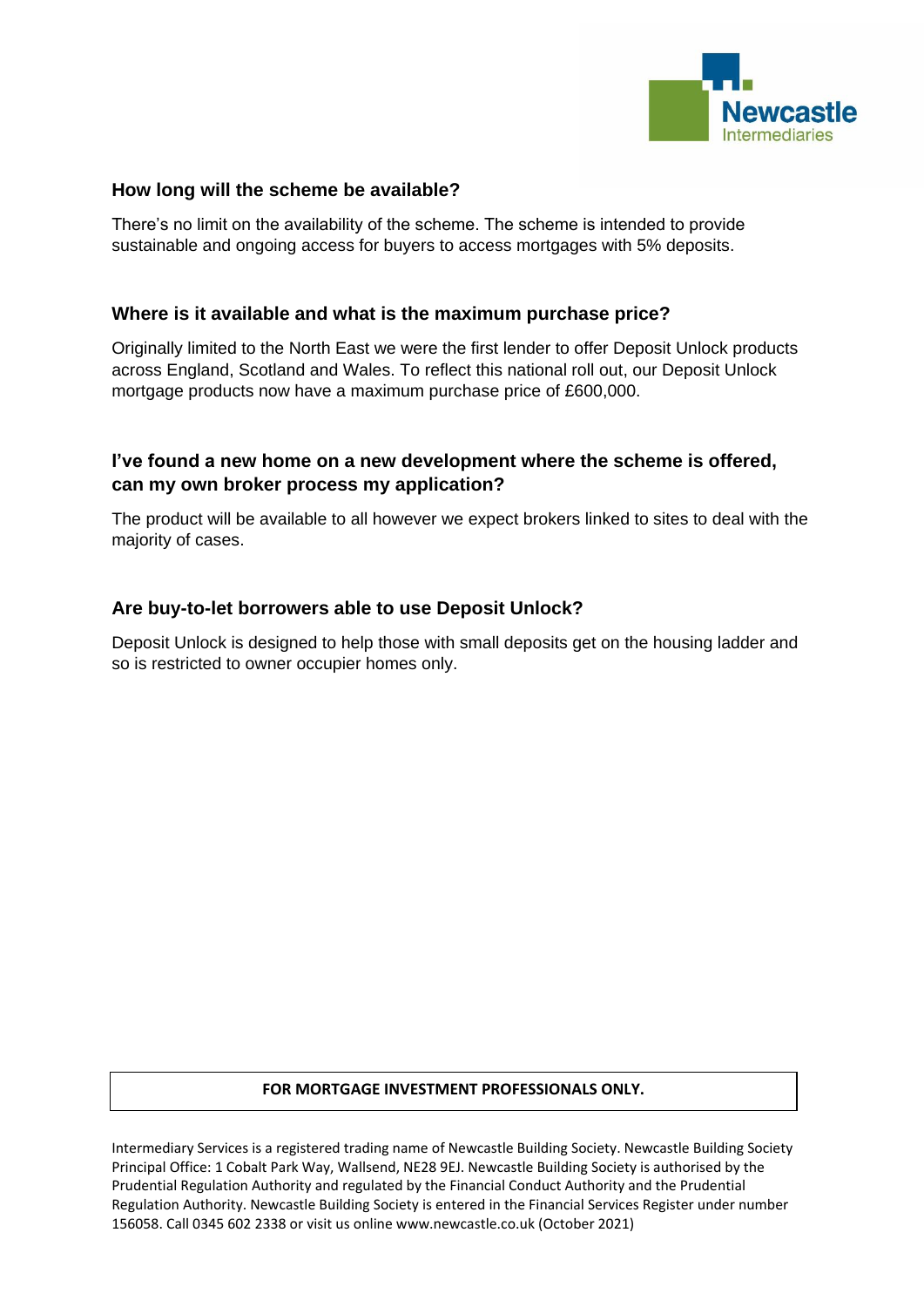### How long will the scheme be available?

There's no limit on the availability of the scheme. The scheme is intended to provide sustainable and ongoing access for buyers to access mortgages with 5% deposits.

### Where is it available and what is the maximum purchase price?

Originally limited to the North East we were the first lender to offer Deposit Unlock products across England, Scotland and Wales. To reflect this national roll out, our Deposit Unlock mortgage products now have a maximum purchase price of £600,000.

### I've found a new home on a new development where the scheme is offered, can my own broker process my application?

The product will be available to all however we expect brokers linked to sites to deal with the majority of cases.

### Are buy-to-let borrowers able to use Deposit Unlock?

Deposit Unlock is designed to help those with small deposits get on the housing ladder and so is restricted to owner occupier homes only.

**FOR MORTGAGE INVESTMENT PROFESSIONALS ONLY.**

Intermediary Services is a registered trading name of Newcastle Building Society. Newcastle Building Society Principal Office: 1 Cobalt Park Way, Wallsend, NE28 9EJ. Newcastle Building Society is authorised by the Prudential Regulation Authority and regulated by the Financial Conduct Authority and the Prudential Regulation Authority. Newcastle Building Society is entered in the Financial Services Register under number 156058. Call 0345 602 2338 or visit us online www.newcastle.co.uk (October 2021)